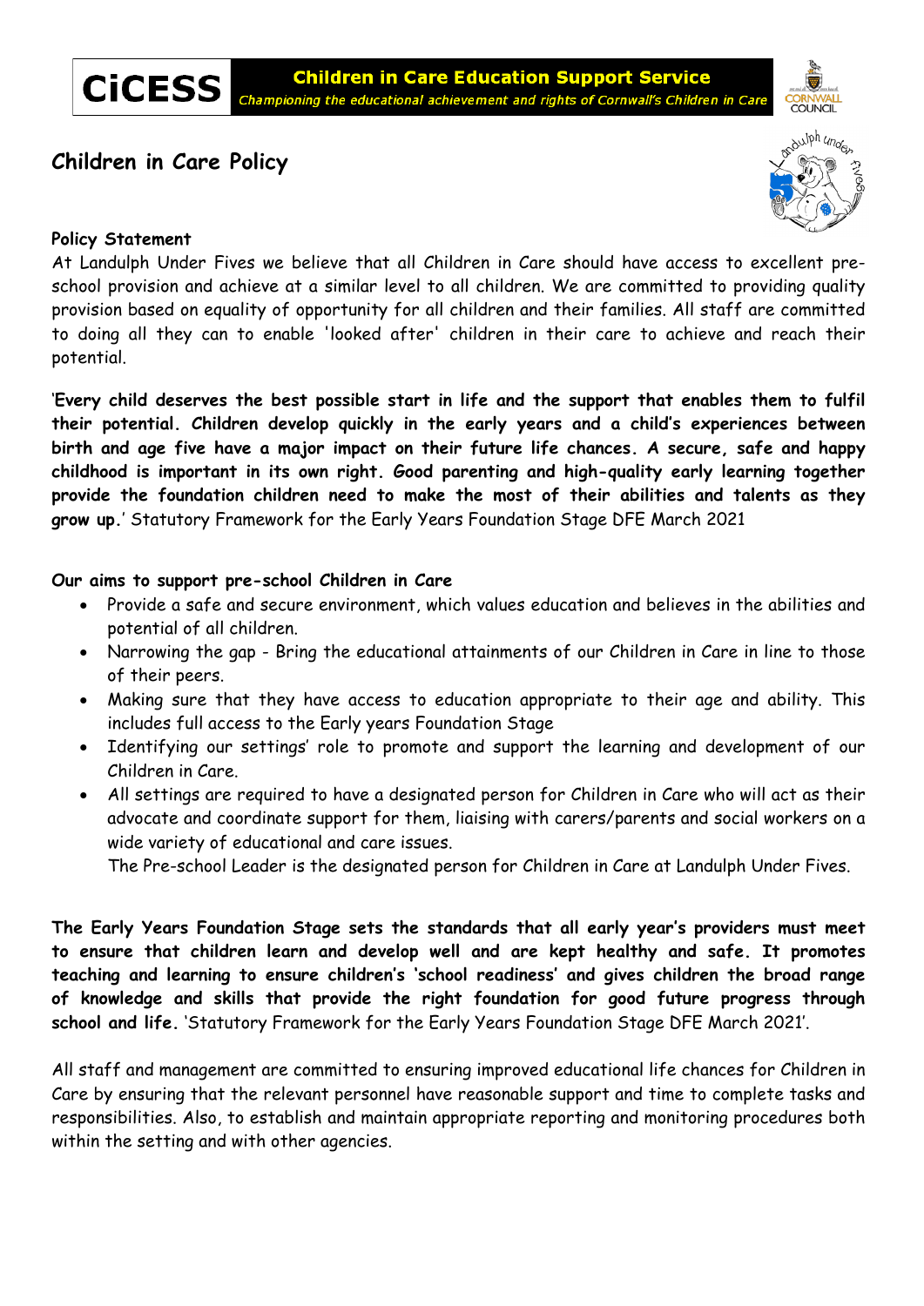**CiCESS** **Children in Care Education Support Service**
*Championing the educational achievement and rights of Cornwall's Children in Care*

# Children in Care Policy

### Policy Statement

At Landulph Under Fives we believe that all Children in Care should have access to excellent pre-school provision and achieve at a similar level to all children. We are committed to providing quality provision based on equality of opportunity for all children and their families. All staff are committed to doing all they can to enable 'looked after' children in their care to achieve and reach their potential.

'**Every child deserves the best possible start in life and the support that enables them to fulfil their potential. Children develop quickly in the early years and a child's experiences between birth and age five have a major impact on their future life chances. A secure, safe and happy childhood is important in its own right. Good parenting and high-quality early learning together provide the foundation children need to make the most of their abilities and talents as they grow up.**' Statutory Framework for the Early Years Foundation Stage DFE March 2021

### Our aims to support pre-school Children in Care

- Provide a safe and secure environment, which values education and believes in the abilities and potential of all children.
- Narrowing the gap - Bring the educational attainments of our Children in Care in line to those of their peers.
- Making sure that they have access to education appropriate to their age and ability. This includes full access to the Early years Foundation Stage
- Identifying our settings' role to promote and support the learning and development of our Children in Care.
- All settings are required to have a designated person for Children in Care who will act as their advocate and coordinate support for them, liaising with carers/parents and social workers on a wide variety of educational and care issues.
  The Pre-school Leader is the designated person for Children in Care at Landulph Under Fives.

**The Early Years Foundation Stage sets the standards that all early year's providers must meet to ensure that children learn and develop well and are kept healthy and safe. It promotes teaching and learning to ensure children's 'school readiness' and gives children the broad range of knowledge and skills that provide the right foundation for good future progress through school and life.** 'Statutory Framework for the Early Years Foundation Stage DFE March 2021'.

All staff and management are committed to ensuring improved educational life chances for Children in Care by ensuring that the relevant personnel have reasonable support and time to complete tasks and responsibilities. Also, to establish and maintain appropriate reporting and monitoring procedures both within the setting and with other agencies.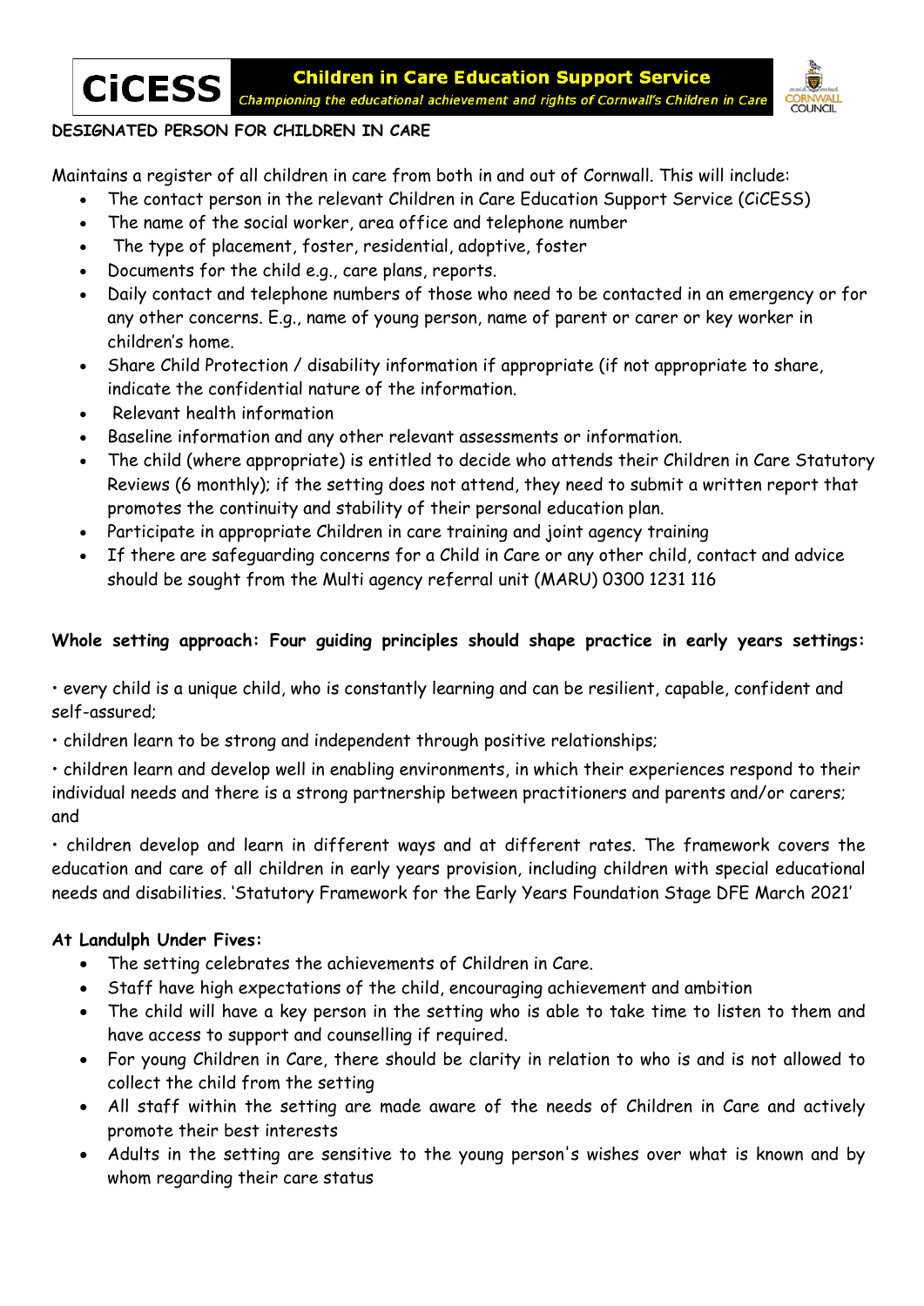**DESIGNATED PERSON FOR CHILDREN IN CARE**

Maintains a register of all children in care from both in and out of Cornwall. This will include:

- The contact person in the relevant Children in Care Education Support Service (CiCESS)
- The name of the social worker, area office and telephone number
- The type of placement, foster, residential, adoptive, foster
- Documents for the child e.g., care plans, reports.
- Daily contact and telephone numbers of those who need to be contacted in an emergency or for any other concerns. E.g., name of young person, name of parent or carer or key worker in children's home.
- Share Child Protection / disability information if appropriate (if not appropriate to share, indicate the confidential nature of the information.
- Relevant health information
- Baseline information and any other relevant assessments or information.
- The child (where appropriate) is entitled to decide who attends their Children in Care Statutory Reviews (6 monthly); if the setting does not attend, they need to submit a written report that promotes the continuity and stability of their personal education plan.
- Participate in appropriate Children in care training and joint agency training
- If there are safeguarding concerns for a Child in Care or any other child, contact and advice should be sought from the Multi agency referral unit (MARU) 0300 1231 116

**Whole setting approach: Four guiding principles should shape practice in early years settings:**

• every child is a unique child, who is constantly learning and can be resilient, capable, confident and self-assured;

• children learn to be strong and independent through positive relationships;

• children learn and develop well in enabling environments, in which their experiences respond to their individual needs and there is a strong partnership between practitioners and parents and/or carers; and

• children develop and learn in different ways and at different rates. The framework covers the education and care of all children in early years provision, including children with special educational needs and disabilities. 'Statutory Framework for the Early Years Foundation Stage DFE March 2021'

**At Landulph Under Fives:**

- The setting celebrates the achievements of Children in Care.
- Staff have high expectations of the child, encouraging achievement and ambition
- The child will have a key person in the setting who is able to take time to listen to them and have access to support and counselling if required.
- For young Children in Care, there should be clarity in relation to who is and is not allowed to collect the child from the setting
- All staff within the setting are made aware of the needs of Children in Care and actively promote their best interests
- Adults in the setting are sensitive to the young person's wishes over what is known and by whom regarding their care status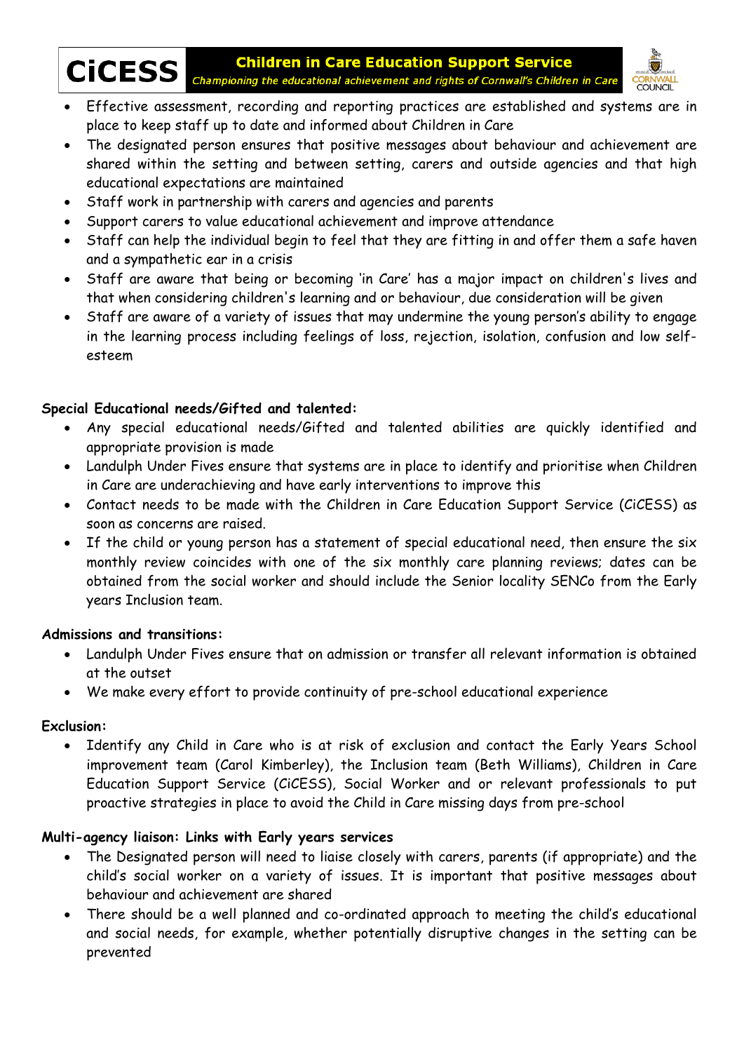- Effective assessment, recording and reporting practices are established and systems are in place to keep staff up to date and informed about Children in Care
- The designated person ensures that positive messages about behaviour and achievement are shared within the setting and between setting, carers and outside agencies and that high educational expectations are maintained
- Staff work in partnership with carers and agencies and parents
- Support carers to value educational achievement and improve attendance
- Staff can help the individual begin to feel that they are fitting in and offer them a safe haven and a sympathetic ear in a crisis
- Staff are aware that being or becoming 'in Care' has a major impact on children's lives and that when considering children's learning and or behaviour, due consideration will be given
- Staff are aware of a variety of issues that may undermine the young person's ability to engage in the learning process including feelings of loss, rejection, isolation, confusion and low self-esteem

**Special Educational needs/Gifted and talented:**

- Any special educational needs/Gifted and talented abilities are quickly identified and appropriate provision is made
- Landulph Under Fives ensure that systems are in place to identify and prioritise when Children in Care are underachieving and have early interventions to improve this
- Contact needs to be made with the Children in Care Education Support Service (CiCESS) as soon as concerns are raised.
- If the child or young person has a statement of special educational need, then ensure the six monthly review coincides with one of the six monthly care planning reviews; dates can be obtained from the social worker and should include the Senior locality SENCo from the Early years Inclusion team.

**Admissions and transitions:**

- Landulph Under Fives ensure that on admission or transfer all relevant information is obtained at the outset
- We make every effort to provide continuity of pre-school educational experience

**Exclusion:**

- Identify any Child in Care who is at risk of exclusion and contact the Early Years School improvement team (Carol Kimberley), the Inclusion team (Beth Williams), Children in Care Education Support Service (CiCESS), Social Worker and or relevant professionals to put proactive strategies in place to avoid the Child in Care missing days from pre-school

**Multi-agency liaison: Links with Early years services**

- The Designated person will need to liaise closely with carers, parents (if appropriate) and the child's social worker on a variety of issues. It is important that positive messages about behaviour and achievement are shared
- There should be a well planned and co-ordinated approach to meeting the child's educational and social needs, for example, whether potentially disruptive changes in the setting can be prevented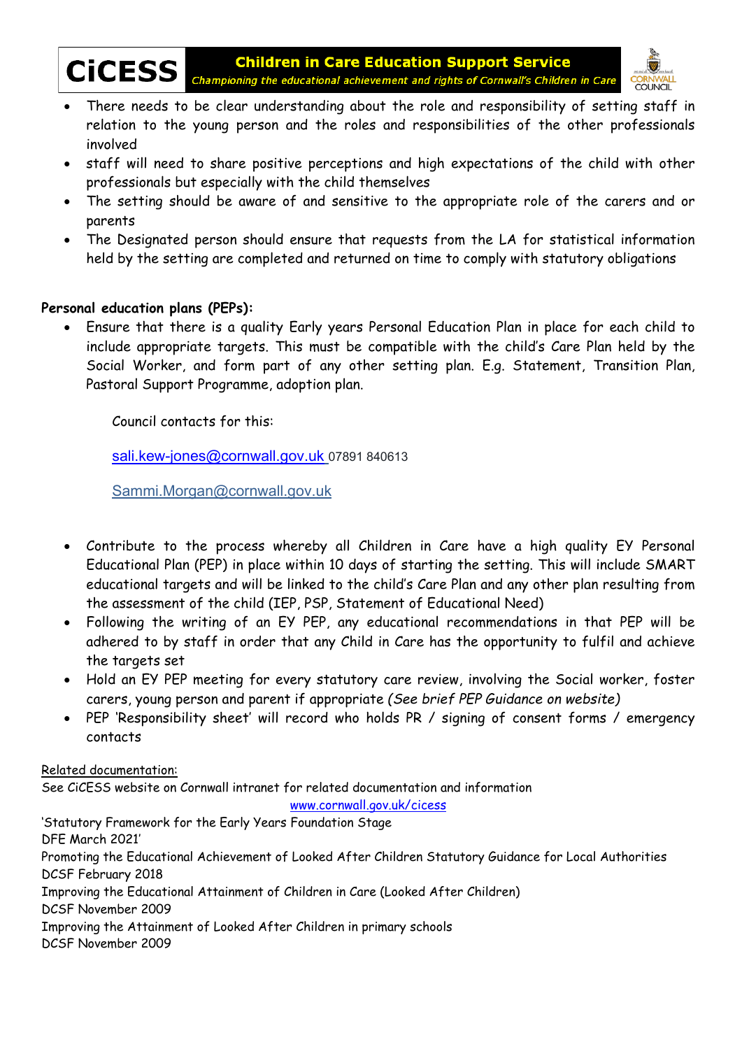- There needs to be clear understanding about the role and responsibility of setting staff in relation to the young person and the roles and responsibilities of the other professionals involved
- staff will need to share positive perceptions and high expectations of the child with other professionals but especially with the child themselves
- The setting should be aware of and sensitive to the appropriate role of the carers and or parents
- The Designated person should ensure that requests from the LA for statistical information held by the setting are completed and returned on time to comply with statutory obligations

**Personal education plans (PEPs):**

- Ensure that there is a quality Early years Personal Education Plan in place for each child to include appropriate targets. This must be compatible with the child's Care Plan held by the Social Worker, and form part of any other setting plan. E.g. Statement, Transition Plan, Pastoral Support Programme, adoption plan.

  Council contacts for this:

  sali.kew-jones@cornwall.gov.uk 07891 840613

  Sammi.Morgan@cornwall.gov.uk

- Contribute to the process whereby all Children in Care have a high quality EY Personal Educational Plan (PEP) in place within 10 days of starting the setting. This will include SMART educational targets and will be linked to the child's Care Plan and any other plan resulting from the assessment of the child (IEP, PSP, Statement of Educational Need)
- Following the writing of an EY PEP, any educational recommendations in that PEP will be adhered to by staff in order that any Child in Care has the opportunity to fulfil and achieve the targets set
- Hold an EY PEP meeting for every statutory care review, involving the Social worker, foster carers, young person and parent if appropriate *(See brief PEP Guidance on website)*
- PEP 'Responsibility sheet' will record who holds PR / signing of consent forms / emergency contacts

Related documentation:
See CiCESS website on Cornwall intranet for related documentation and information
www.cornwall.gov.uk/cicess
'Statutory Framework for the Early Years Foundation Stage
DFE March 2021'
Promoting the Educational Achievement of Looked After Children Statutory Guidance for Local Authorities
DCSF February 2018
Improving the Educational Attainment of Children in Care (Looked After Children)
DCSF November 2009
Improving the Attainment of Looked After Children in primary schools
DCSF November 2009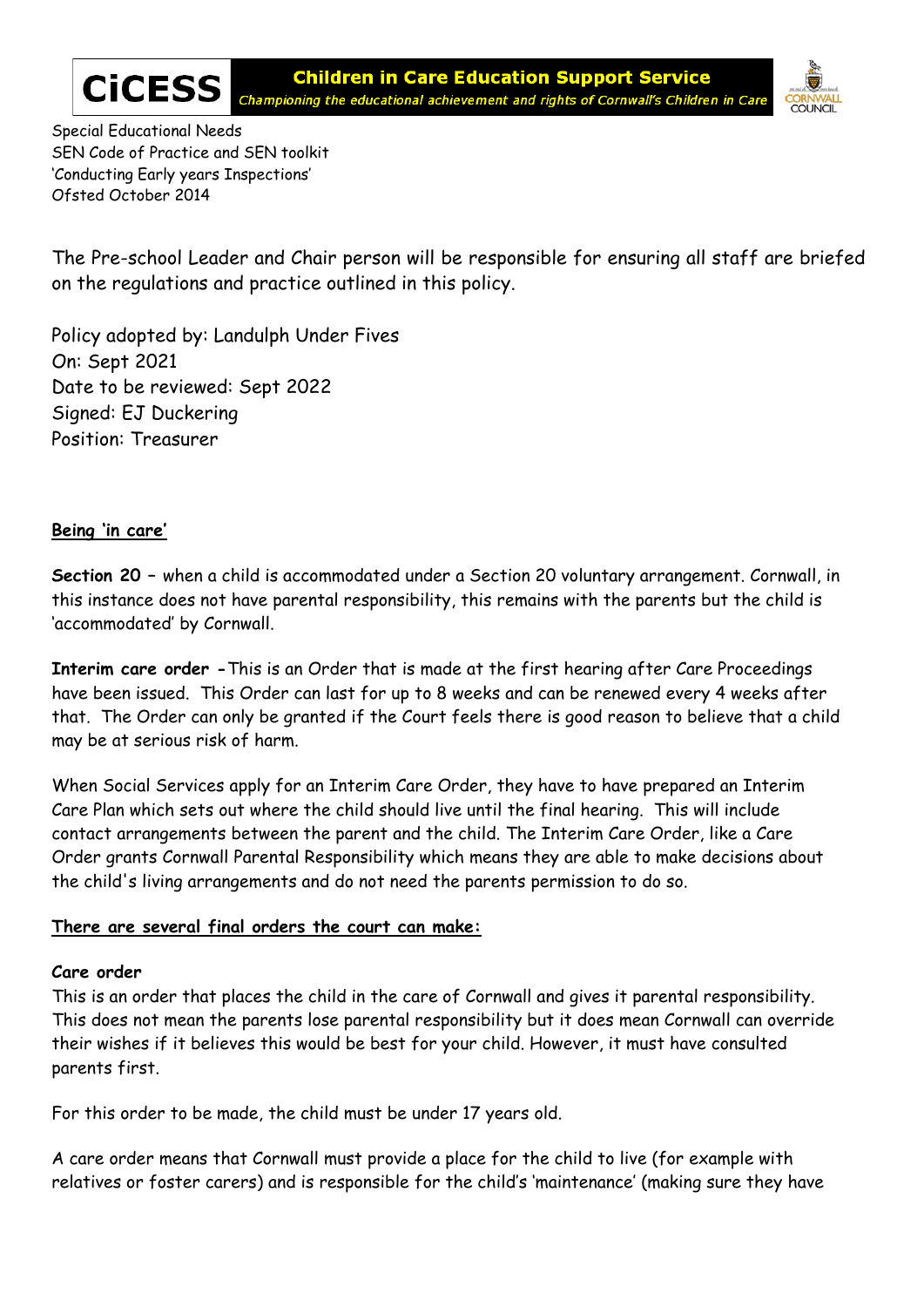Special Educational Needs
SEN Code of Practice and SEN toolkit
'Conducting Early years Inspections'
Ofsted October 2014

The Pre-school Leader and Chair person will be responsible for ensuring all staff are briefed on the regulations and practice outlined in this policy.

Policy adopted by: Landulph Under Fives
On: Sept 2021
Date to be reviewed: Sept 2022
Signed: EJ Duckering
Position: Treasurer

**Being 'in care'**

**Section 20** – when a child is accommodated under a Section 20 voluntary arrangement. Cornwall, in this instance does not have parental responsibility, this remains with the parents but the child is 'accommodated' by Cornwall.

**Interim care order** -This is an Order that is made at the first hearing after Care Proceedings have been issued. This Order can last for up to 8 weeks and can be renewed every 4 weeks after that. The Order can only be granted if the Court feels there is good reason to believe that a child may be at serious risk of harm.

When Social Services apply for an Interim Care Order, they have to have prepared an Interim Care Plan which sets out where the child should live until the final hearing. This will include contact arrangements between the parent and the child. The Interim Care Order, like a Care Order grants Cornwall Parental Responsibility which means they are able to make decisions about the child's living arrangements and do not need the parents permission to do so.

**There are several final orders the court can make:**

**Care order**
This is an order that places the child in the care of Cornwall and gives it parental responsibility. This does not mean the parents lose parental responsibility but it does mean Cornwall can override their wishes if it believes this would be best for your child. However, it must have consulted parents first.

For this order to be made, the child must be under 17 years old.

A care order means that Cornwall must provide a place for the child to live (for example with relatives or foster carers) and is responsible for the child's 'maintenance' (making sure they have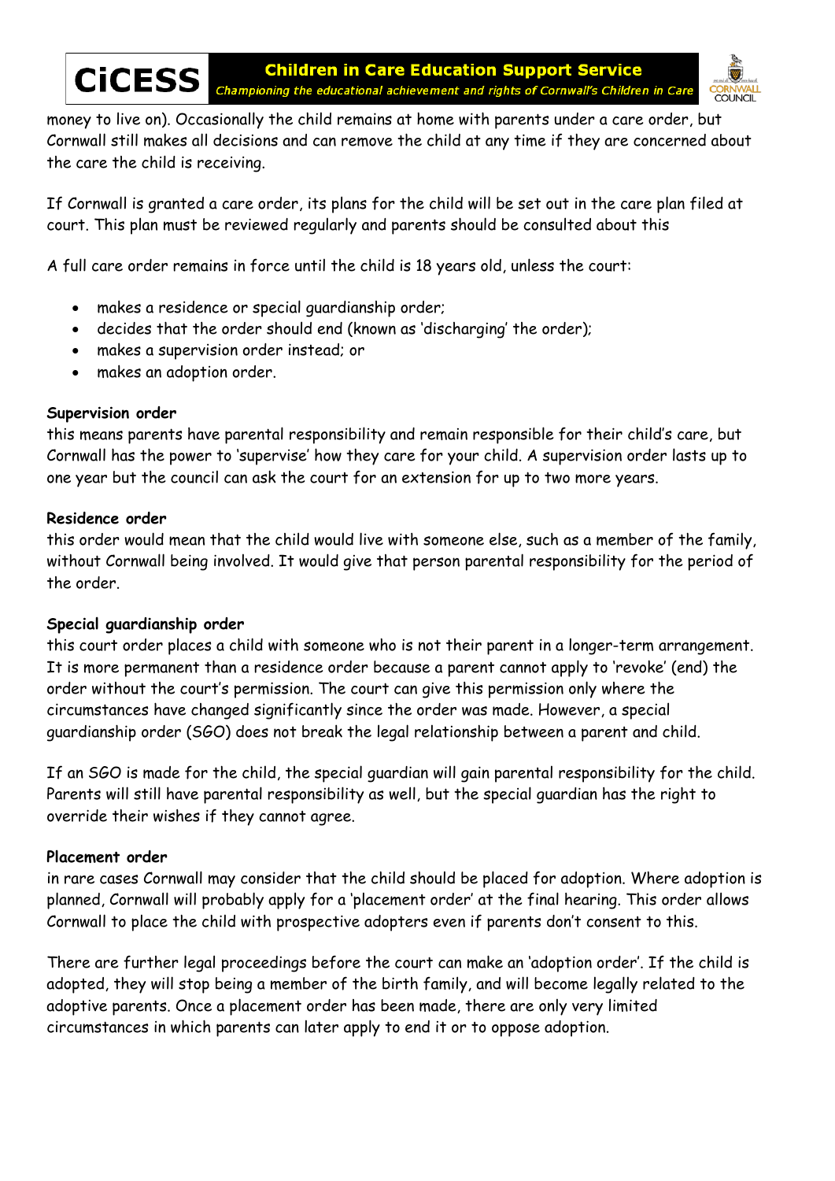money to live on). Occasionally the child remains at home with parents under a care order, but Cornwall still makes all decisions and can remove the child at any time if they are concerned about the care the child is receiving.

If Cornwall is granted a care order, its plans for the child will be set out in the care plan filed at court. This plan must be reviewed regularly and parents should be consulted about this

A full care order remains in force until the child is 18 years old, unless the court:

- makes a residence or special guardianship order;
- decides that the order should end (known as 'discharging' the order);
- makes a supervision order instead; or
- makes an adoption order.

**Supervision order**
this means parents have parental responsibility and remain responsible for their child's care, but Cornwall has the power to 'supervise' how they care for your child. A supervision order lasts up to one year but the council can ask the court for an extension for up to two more years.

**Residence order**
this order would mean that the child would live with someone else, such as a member of the family, without Cornwall being involved. It would give that person parental responsibility for the period of the order.

**Special guardianship order**
this court order places a child with someone who is not their parent in a longer-term arrangement. It is more permanent than a residence order because a parent cannot apply to 'revoke' (end) the order without the court's permission. The court can give this permission only where the circumstances have changed significantly since the order was made. However, a special guardianship order (SGO) does not break the legal relationship between a parent and child.

If an SGO is made for the child, the special guardian will gain parental responsibility for the child. Parents will still have parental responsibility as well, but the special guardian has the right to override their wishes if they cannot agree.

**Placement order**
in rare cases Cornwall may consider that the child should be placed for adoption. Where adoption is planned, Cornwall will probably apply for a 'placement order' at the final hearing. This order allows Cornwall to place the child with prospective adopters even if parents don't consent to this.

There are further legal proceedings before the court can make an 'adoption order'. If the child is adopted, they will stop being a member of the birth family, and will become legally related to the adoptive parents. Once a placement order has been made, there are only very limited circumstances in which parents can later apply to end it or to oppose adoption.